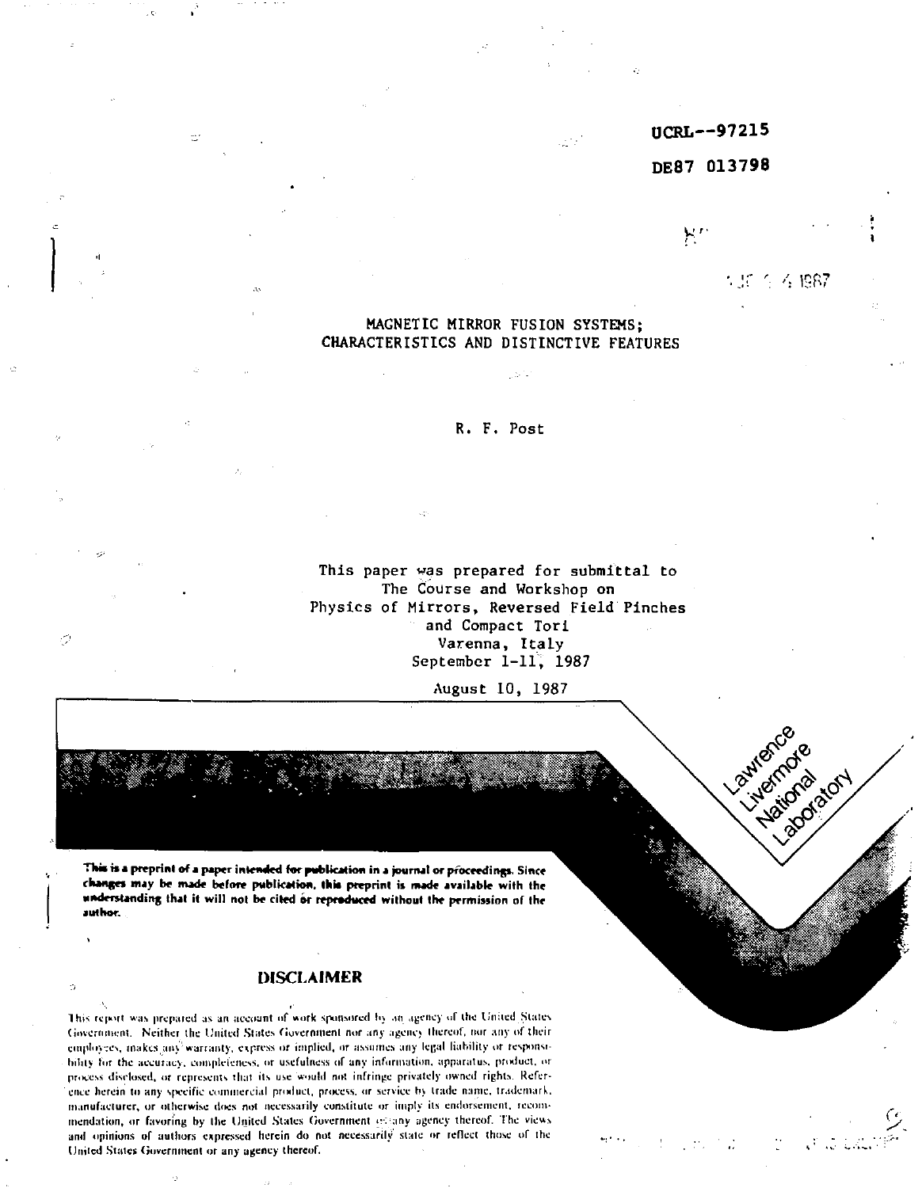UCRL--97215

DE87 013798

# MAGNETIC MIRROR FUSION SYSTEMS; CHARACTERISTICS AND DISTINCTIVE FEATURES

R. F. Post

This paper was prepared for submittal to
The Course and Workshop on
Physics of Mirrors, Reversed Field Pinches
and Compact Tori
Varenna, Italy
September 1-11, 1987

August 10, 1987

Lawrence Livermore National Laboratory

**This is a preprint of a paper intended for publication in a journal or proceedings. Since changes may be made before publication, this preprint is made available with the understanding that it will not be cited or reproduced without the permission of the author.**

## DISCLAIMER

This report was prepared as an account of work sponsored by an agency of the United States Government. Neither the United States Government nor any agency thereof, nor any of their employees, makes any warranty, express or implied, or assumes any legal liability or responsibility for the accuracy, completeness, or usefulness of any information, apparatus, product, or process disclosed, or represents that its use would not infringe privately owned rights. Reference herein to any specific commercial product, process, or service by trade name, trademark, manufacturer, or otherwise does not necessarily constitute or imply its endorsement, recommendation, or favoring by the United States Government or any agency thereof. The views and opinions of authors expressed herein do not necessarily state or reflect those of the United States Government or any agency thereof.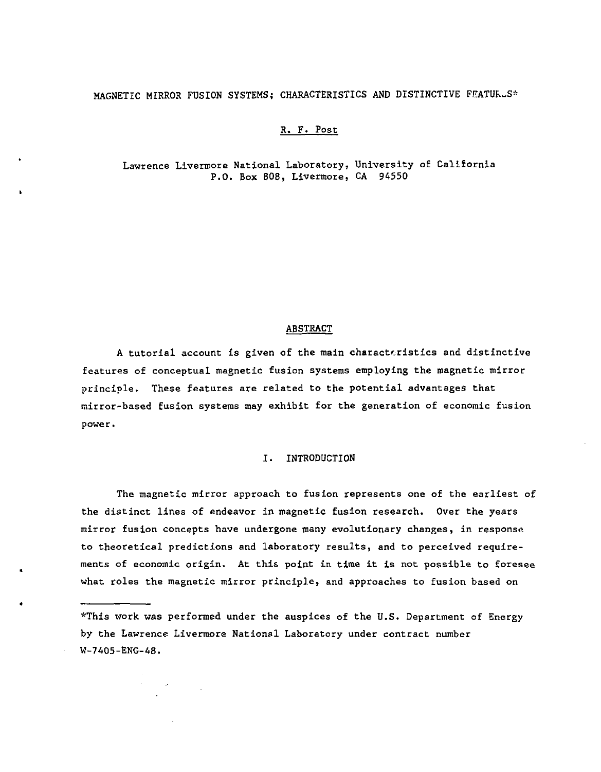# MAGNETIC MIRROR FUSION SYSTEMS; CHARACTERISTICS AND DISTINCTIVE FEATURES*

R. F. Post

Lawrence Livermore National Laboratory, University of California
P.O. Box 808, Livermore, CA 94550

## ABSTRACT

A tutorial account is given of the main characteristics and distinctive features of conceptual magnetic fusion systems employing the magnetic mirror principle. These features are related to the potential advantages that mirror-based fusion systems may exhibit for the generation of economic fusion power.

## I. INTRODUCTION

The magnetic mirror approach to fusion represents one of the earliest of the distinct lines of endeavor in magnetic fusion research. Over the years mirror fusion concepts have undergone many evolutionary changes, in response to theoretical predictions and laboratory results, and to perceived requirements of economic origin. At this point in time it is not possible to foresee what roles the magnetic mirror principle, and approaches to fusion based on

---

*This work was performed under the auspices of the U.S. Department of Energy by the Lawrence Livermore National Laboratory under contract number W-7405-ENG-48.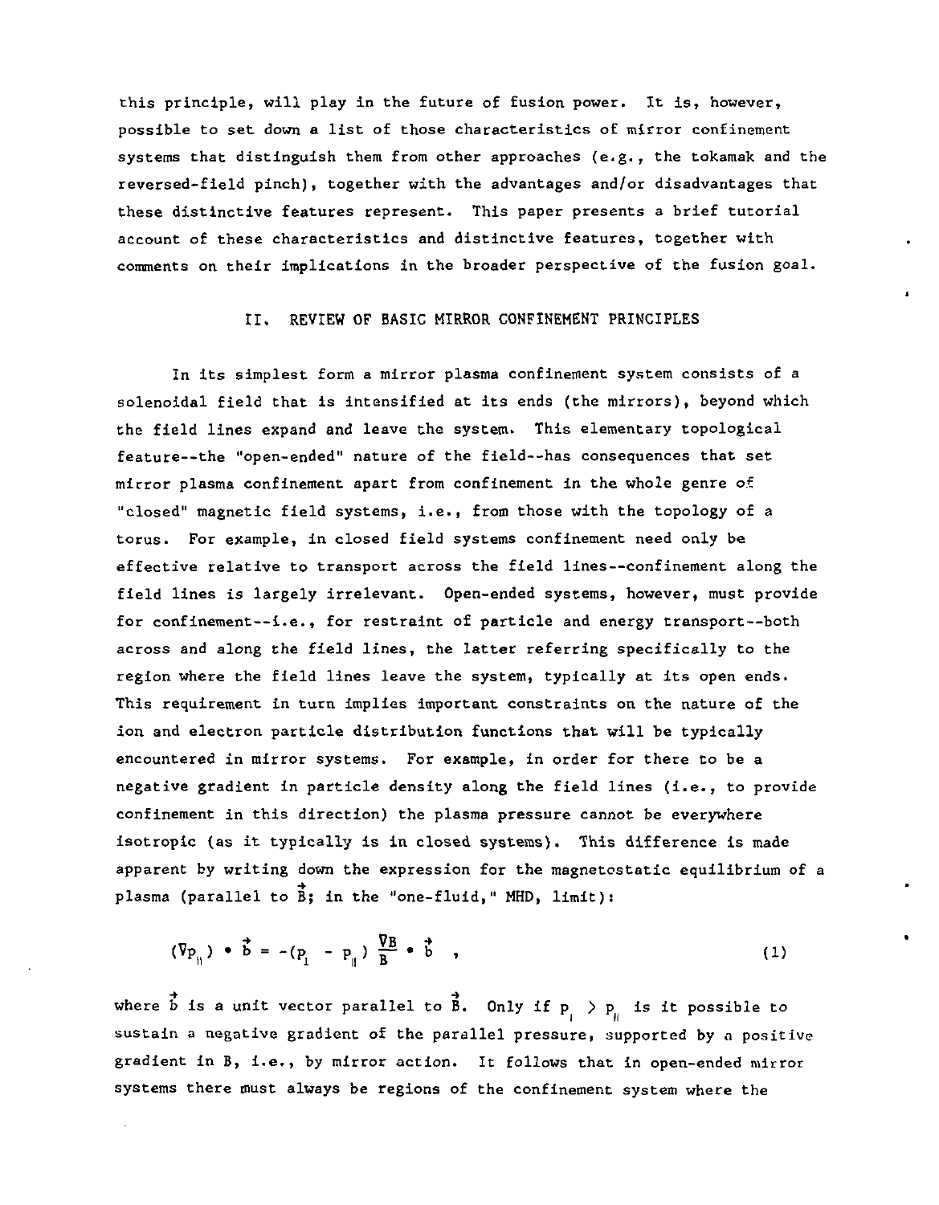this principle, will play in the future of fusion power. It is, however, possible to set down a list of those characteristics of mirror confinement systems that distinguish them from other approaches (e.g., the tokamak and the reversed-field pinch), together with the advantages and/or disadvantages that these distinctive features represent. This paper presents a brief tutorial account of these characteristics and distinctive features, together with comments on their implications in the broader perspective of the fusion goal.

## II. REVIEW OF BASIC MIRROR CONFINEMENT PRINCIPLES

In its simplest form a mirror plasma confinement system consists of a solenoidal field that is intensified at its ends (the mirrors), beyond which the field lines expand and leave the system. This elementary topological feature--the "open-ended" nature of the field--has consequences that set mirror plasma confinement apart from confinement in the whole genre of "closed" magnetic field systems, i.e., from those with the topology of a torus. For example, in closed field systems confinement need only be effective relative to transport across the field lines--confinement along the field lines is largely irrelevant. Open-ended systems, however, must provide for confinement--i.e., for restraint of particle and energy transport--both across and along the field lines, the latter referring specifically to the region where the field lines leave the system, typically at its open ends. This requirement in turn implies important constraints on the nature of the ion and electron particle distribution functions that will be typically encountered in mirror systems. For example, in order for there to be a negative gradient in particle density along the field lines (i.e., to provide confinement in this direction) the plasma pressure cannot be everywhere isotropic (as it typically is in closed systems). This difference is made apparent by writing down the expression for the magnetostatic equilibrium of a plasma (parallel to $\vec{B}$; in the "one-fluid," MHD, limit):

$$(\nabla p_{\parallel}) \cdot \vec{b} = -(p_{\perp} - p_{\parallel}) \frac{\nabla B}{B} \cdot \vec{b} \quad , \tag{1}$$

where $\vec{b}$ is a unit vector parallel to $\vec{B}$. Only if $p_{\perp} > p_{\parallel}$ is it possible to sustain a negative gradient of the parallel pressure, supported by a positive gradient in B, i.e., by mirror action. It follows that in open-ended mirror systems there must always be regions of the confinement system where the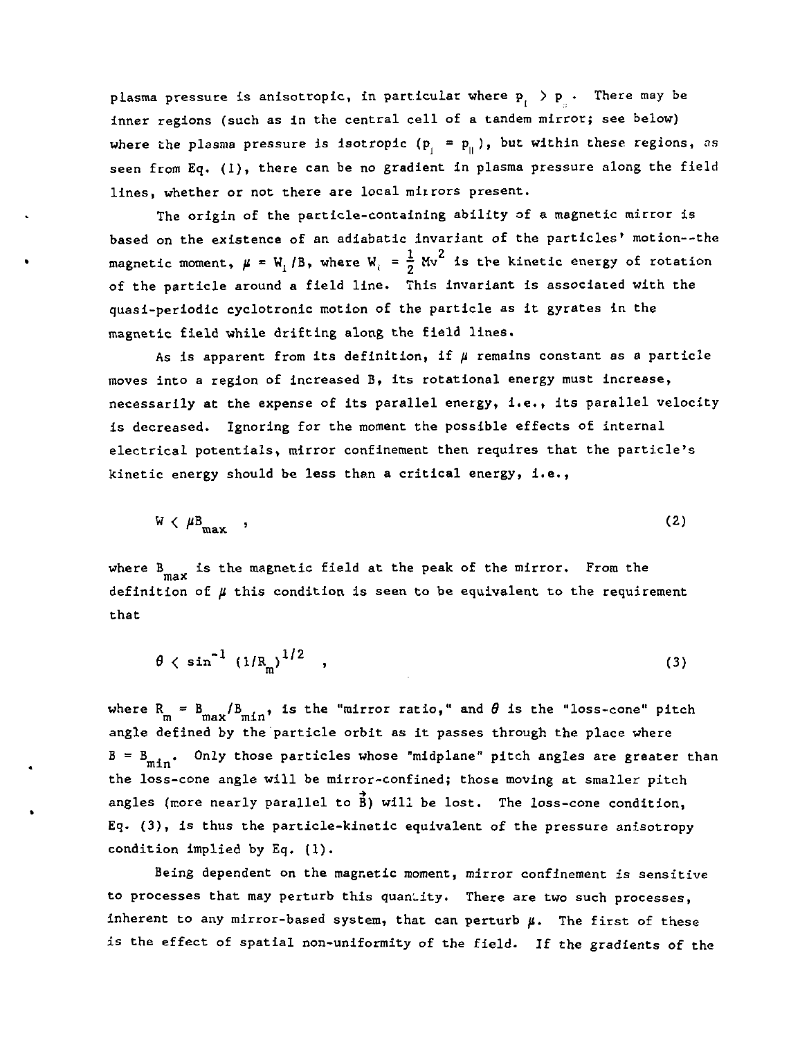plasma pressure is anisotropic, in particular where $p_{\perp} > p_{\parallel}$. There may be inner regions (such as in the central cell of a tandem mirror; see below) where the plasma pressure is isotropic ($p_{\perp} = p_{\parallel}$), but within these regions, as seen from Eq. (1), there can be no gradient in plasma pressure along the field lines, whether or not there are local mirrors present.

The origin of the particle-containing ability of a magnetic mirror is based on the existence of an adiabatic invariant of the particles' motion--the magnetic moment, $\mu = W_{\perp}/B$, where $W_{\perp} = \frac{1}{2} Mv^2$ is the kinetic energy of rotation of the particle around a field line. This invariant is associated with the quasi-periodic cyclotronic motion of the particle as it gyrates in the magnetic field while drifting along the field lines.

As is apparent from its definition, if $\mu$ remains constant as a particle moves into a region of increased B, its rotational energy must increase, necessarily at the expense of its parallel energy, i.e., its parallel velocity is decreased. Ignoring for the moment the possible effects of internal electrical potentials, mirror confinement then requires that the particle's kinetic energy should be less than a critical energy, i.e.,

$$W < \mu B_{max} \quad , \tag{2}$$

where $B_{max}$ is the magnetic field at the peak of the mirror. From the definition of $\mu$ this condition is seen to be equivalent to the requirement that

$$\theta < \sin^{-1} (1/R_m)^{1/2} \quad , \tag{3}$$

where $R_m = B_{max}/B_{min}$, is the "mirror ratio," and $\theta$ is the "loss-cone" pitch angle defined by the particle orbit as it passes through the place where $B = B_{min}$. Only those particles whose "midplane" pitch angles are greater than the loss-cone angle will be mirror-confined; those moving at smaller pitch angles (more nearly parallel to $\vec{B}$) will be lost. The loss-cone condition, Eq. (3), is thus the particle-kinetic equivalent of the pressure anisotropy condition implied by Eq. (1).

Being dependent on the magnetic moment, mirror confinement is sensitive to processes that may perturb this quantity. There are two such processes, inherent to any mirror-based system, that can perturb $\mu$. The first of these is the effect of spatial non-uniformity of the field. If the gradients of the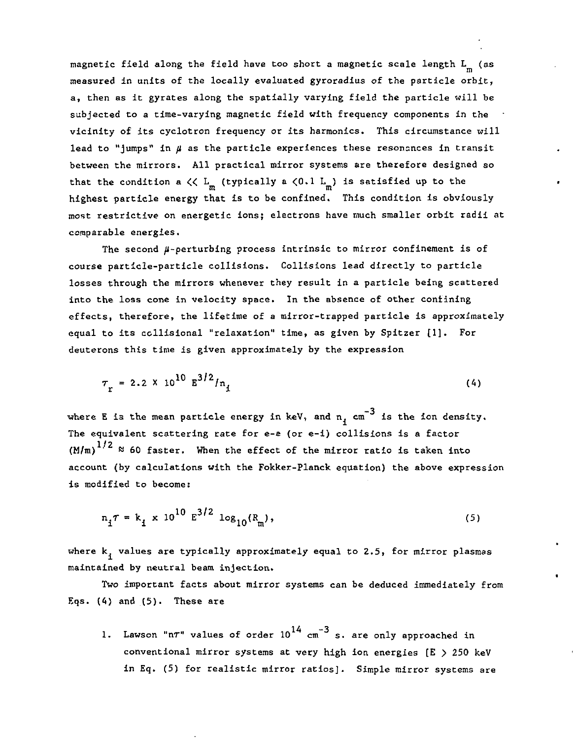magnetic field along the field have too short a magnetic scale length $L_m$ (as measured in units of the locally evaluated gyroradius of the particle orbit, a, then as it gyrates along the spatially varying field the particle will be subjected to a time-varying magnetic field with frequency components in the vicinity of its cyclotron frequency or its harmonics. This circumstance will lead to "jumps" in $\mu$ as the particle experiences these resonances in transit between the mirrors. All practical mirror systems are therefore designed so that the condition $a \ll L_m$ (typically $a < 0.1 L_m$) is satisfied up to the highest particle energy that is to be confined. This condition is obviously most restrictive on energetic ions; electrons have much smaller orbit radii at comparable energies.

The second $\mu$-perturbing process intrinsic to mirror confinement is of course particle-particle collisions. Collisions lead directly to particle losses through the mirrors whenever they result in a particle being scattered into the loss cone in velocity space. In the absence of other confining effects, therefore, the lifetime of a mirror-trapped particle is approximately equal to its collisional "relaxation" time, as given by Spitzer [1]. For deuterons this time is given approximately by the expression

$$\tau_r = 2.2 \times 10^{10} E^{3/2}/n_i \tag{4}$$

where E is the mean particle energy in keV, and $n_i$ $cm^{-3}$ is the ion density. The equivalent scattering rate for e-e (or e-i) collisions is a factor $(M/m)^{1/2} \approx 60$ faster. When the effect of the mirror ratio is taken into account (by calculations with the Fokker-Planck equation) the above expression is modified to become:

$$n_i\tau = k_i \times 10^{10} E^{3/2} \log_{10}(R_m), \tag{5}$$

where $k_i$ values are typically approximately equal to 2.5, for mirror plasmas maintained by neutral beam injection.

Two important facts about mirror systems can be deduced immediately from Eqs. (4) and (5). These are

1. Lawson "$n\tau$" values of order $10^{14}$ $cm^{-3}$ s. are only approached in conventional mirror systems at very high ion energies [$E > 250$ keV in Eq. (5) for realistic mirror ratios]. Simple mirror systems are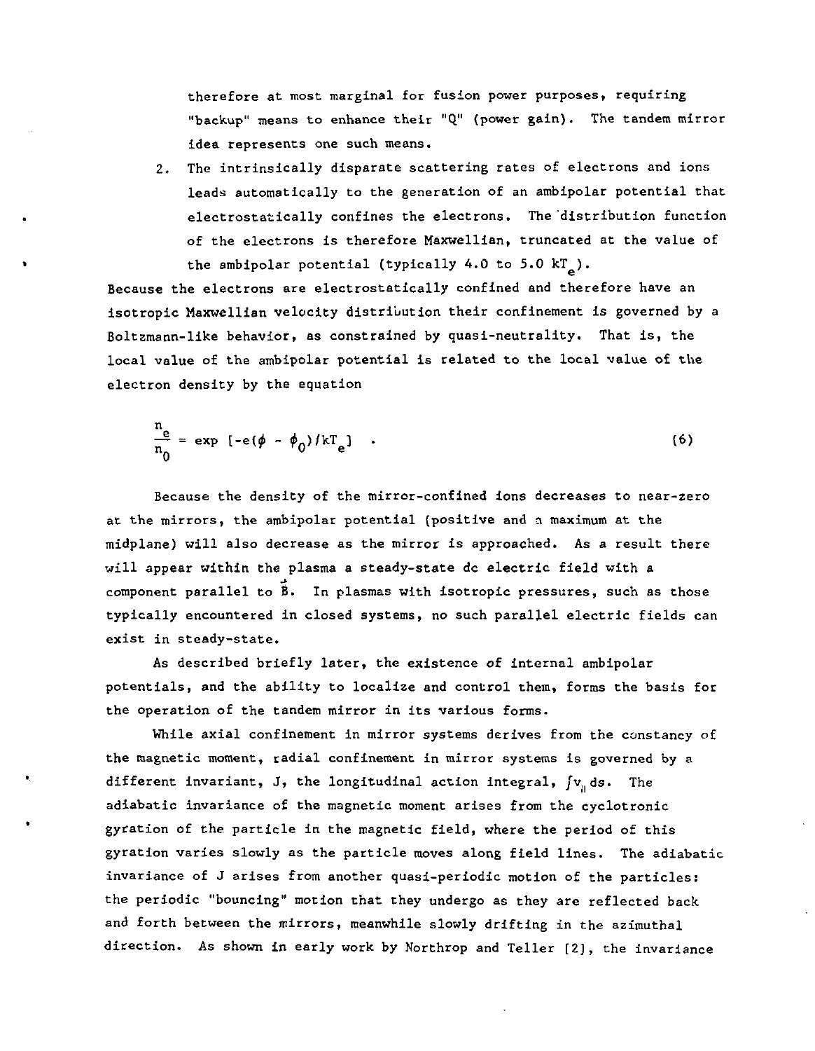therefore at most marginal for fusion power purposes, requiring "backup" means to enhance their "Q" (power gain). The tandem mirror idea represents one such means.

2. The intrinsically disparate scattering rates of electrons and ions leads automatically to the generation of an ambipolar potential that electrostatically confines the electrons. The distribution function of the electrons is therefore Maxwellian, truncated at the value of the ambipolar potential (typically 4.0 to 5.0 $kT_e$).

Because the electrons are electrostatically confined and therefore have an isotropic Maxwellian velocity distribution their confinement is governed by a Boltzmann-like behavior, as constrained by quasi-neutrality. That is, the local value of the ambipolar potential is related to the local value of the electron density by the equation

$$\frac{n_e}{n_0} = \exp\left[-e(\phi - \phi_0)/kT_e\right] \quad . \tag{6}$$

Because the density of the mirror-confined ions decreases to near-zero at the mirrors, the ambipolar potential (positive and a maximum at the midplane) will also decrease as the mirror is approached. As a result there will appear within the plasma a steady-state dc electric field with a component parallel to $\vec{B}$. In plasmas with isotropic pressures, such as those typically encountered in closed systems, no such parallel electric fields can exist in steady-state.

As described briefly later, the existence of internal ambipolar potentials, and the ability to localize and control them, forms the basis for the operation of the tandem mirror in its various forms.

While axial confinement in mirror systems derives from the constancy of the magnetic moment, radial confinement in mirror systems is governed by a different invariant, J, the longitudinal action integral, $\int v_{\parallel} ds$. The adiabatic invariance of the magnetic moment arises from the cyclotronic gyration of the particle in the magnetic field, where the period of this gyration varies slowly as the particle moves along field lines. The adiabatic invariance of J arises from another quasi-periodic motion of the particles: the periodic "bouncing" motion that they undergo as they are reflected back and forth between the mirrors, meanwhile slowly drifting in the azimuthal direction. As shown in early work by Northrop and Teller [2], the invariance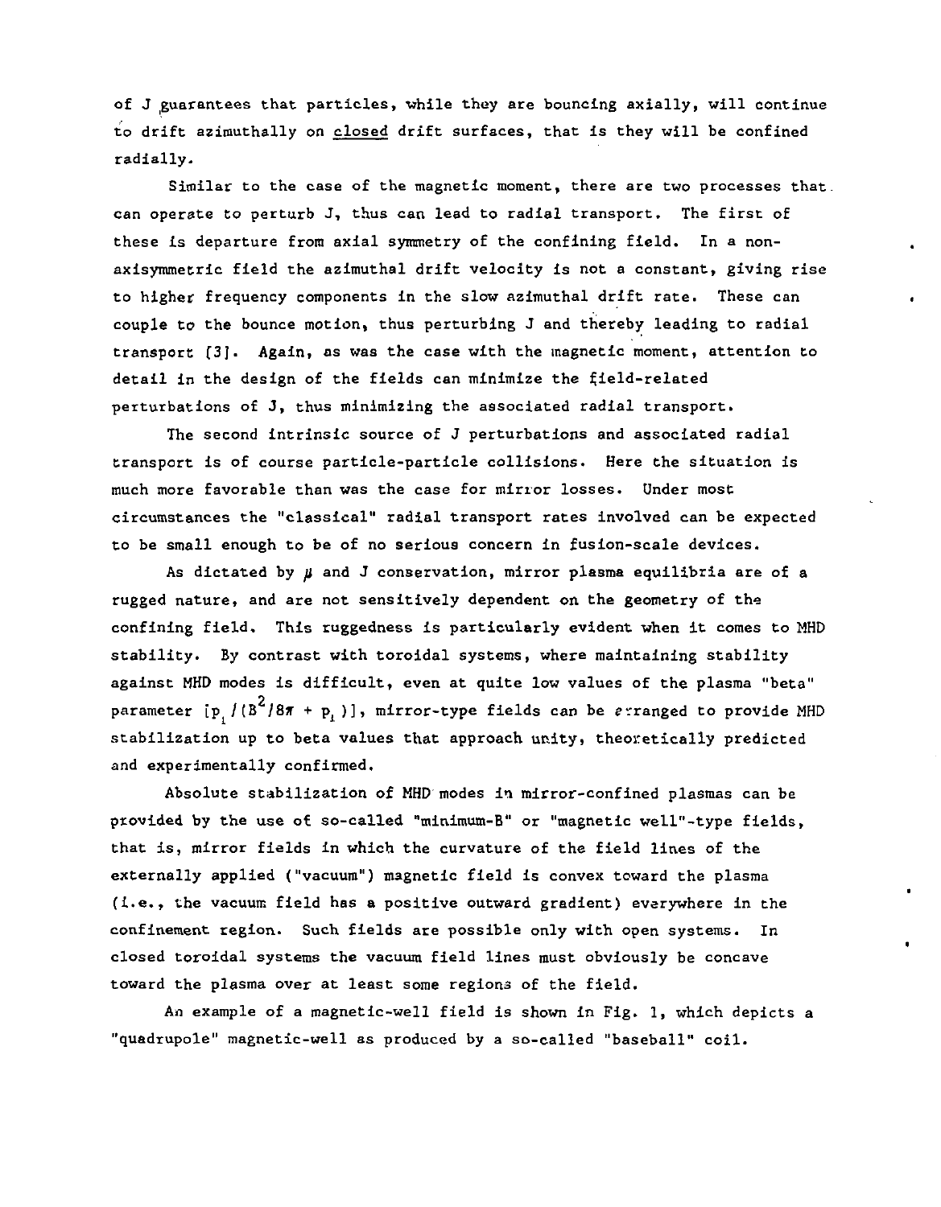of J guarantees that particles, while they are bouncing axially, will continue to drift azimuthally on <u>closed</u> drift surfaces, that is they will be confined radially.

Similar to the case of the magnetic moment, there are two processes that can operate to perturb J, thus can lead to radial transport. The first of these is departure from axial symmetry of the confining field. In a non-axisymmetric field the azimuthal drift velocity is not a constant, giving rise to higher frequency components in the slow azimuthal drift rate. These can couple to the bounce motion, thus perturbing J and thereby leading to radial transport [3]. Again, as was the case with the magnetic moment, attention to detail in the design of the fields can minimize the field-related perturbations of J, thus minimizing the associated radial transport.

The second intrinsic source of J perturbations and associated radial transport is of course particle-particle collisions. Here the situation is much more favorable than was the case for mirror losses. Under most circumstances the "classical" radial transport rates involved can be expected to be small enough to be of no serious concern in fusion-scale devices.

As dictated by $\mu$ and J conservation, mirror plasma equilibria are of a rugged nature, and are not sensitively dependent on the geometry of the confining field. This ruggedness is particularly evident when it comes to MHD stability. By contrast with toroidal systems, where maintaining stability against MHD modes is difficult, even at quite low values of the plasma "beta" parameter $[p_{\perp}/(B^2/8\pi + p_{\perp})]$, mirror-type fields can be arranged to provide MHD stabilization up to beta values that approach unity, theoretically predicted and experimentally confirmed.

Absolute stabilization of MHD modes in mirror-confined plasmas can be provided by the use of so-called "minimum-B" or "magnetic well"-type fields, that is, mirror fields in which the curvature of the field lines of the externally applied ("vacuum") magnetic field is convex toward the plasma (i.e., the vacuum field has a positive outward gradient) everywhere in the confinement region. Such fields are possible only with open systems. In closed toroidal systems the vacuum field lines must obviously be concave toward the plasma over at least some regions of the field.

An example of a magnetic-well field is shown in Fig. 1, which depicts a "quadrupole" magnetic-well as produced by a so-called "baseball" coil.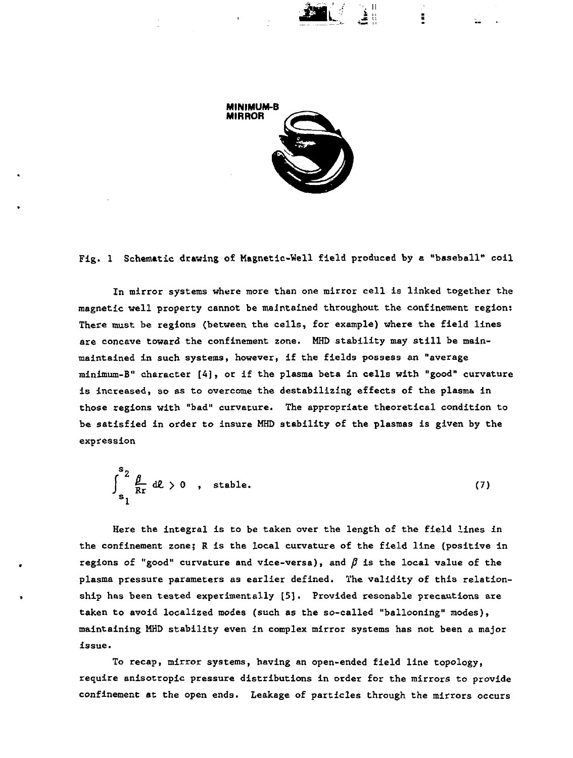MINIMUM-B MIRROR

Fig. 1 Schematic drawing of Magnetic-Well field produced by a "baseball" coil

In mirror systems where more than one mirror cell is linked together the magnetic well property cannot be maintained throughout the confinement region: There must be regions (between the cells, for example) where the field lines are concave toward the confinement zone. MHD stability may still be main-maintained in such systems, however, if the fields possess an "average minimum-B" character [4], or if the plasma beta in cells with "good" curvature is increased, so as to overcome the destabilizing effects of the plasma in those regions with "bad" curvature. The appropriate theoretical condition to be satisfied in order to insure MHD stability of the plasmas is given by the expression

$$\int_{s_1}^{s_2} \frac{\beta}{Rr} \, d\ell > 0 \quad , \quad \text{stable.} \tag{7}$$

Here the integral is to be taken over the length of the field lines in the confinement zone; R is the local curvature of the field line (positive in regions of "good" curvature and vice-versa), and $\beta$ is the local value of the plasma pressure parameters as earlier defined. The validity of this relationship has been tested experimentally [5]. Provided resonable precautions are taken to avoid localized modes (such as the so-called "ballooning" modes), maintaining MHD stability even in complex mirror systems has not been a major issue.

To recap, mirror systems, having an open-ended field line topology, require anisotropic pressure distributions in order for the mirrors to provide confinement at the open ends. Leakage of particles through the mirrors occurs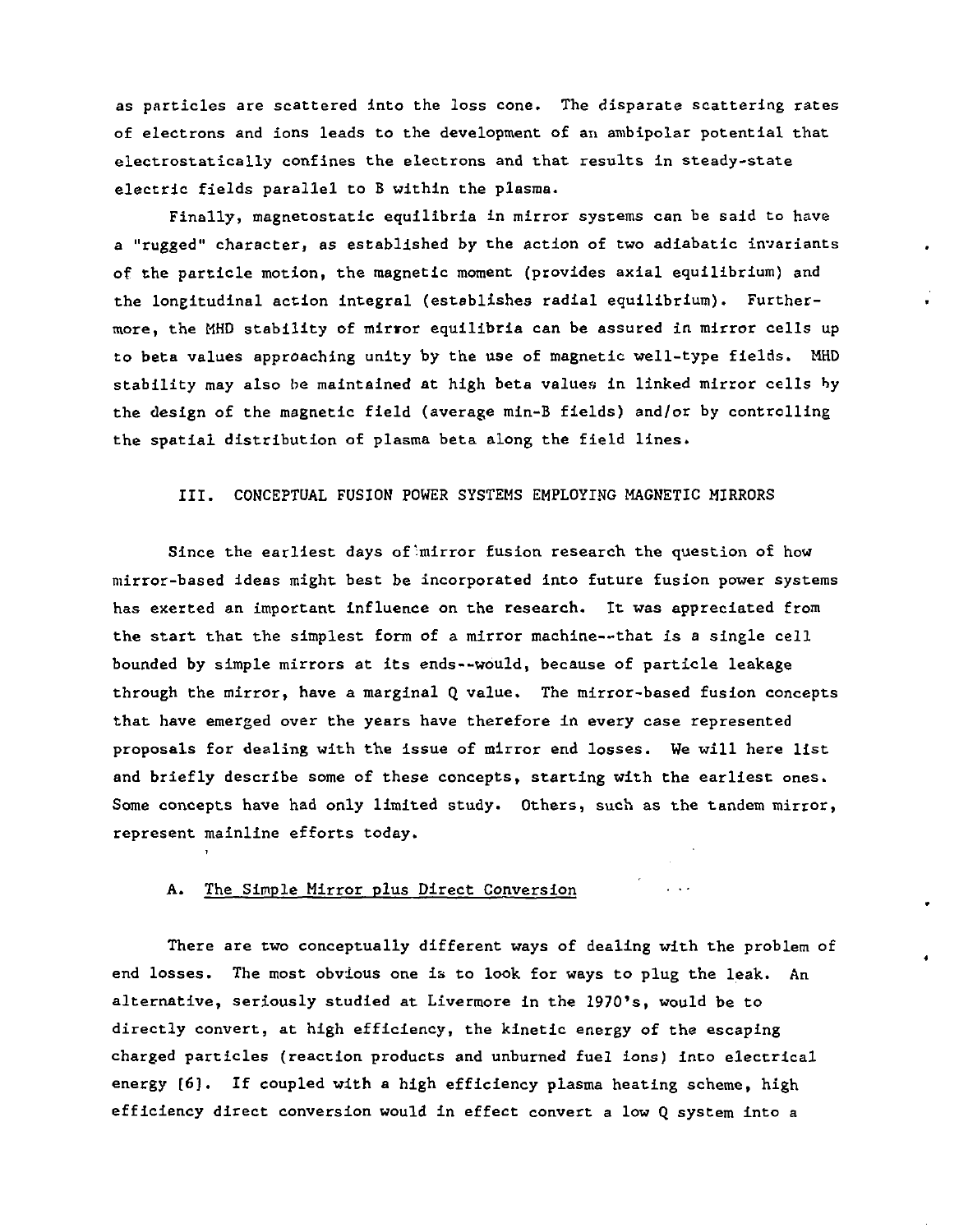as particles are scattered into the loss cone. The disparate scattering rates of electrons and ions leads to the development of an ambipolar potential that electrostatically confines the electrons and that results in steady-state electric fields parallel to B within the plasma.

Finally, magnetostatic equilibria in mirror systems can be said to have a "rugged" character, as established by the action of two adiabatic invariants of the particle motion, the magnetic moment (provides axial equilibrium) and the longitudinal action integral (establishes radial equilibrium). Furthermore, the MHD stability of mirror equilibria can be assured in mirror cells up to beta values approaching unity by the use of magnetic well-type fields. MHD stability may also be maintained at high beta values in linked mirror cells by the design of the magnetic field (average min-B fields) and/or by controlling the spatial distribution of plasma beta along the field lines.

## III. CONCEPTUAL FUSION POWER SYSTEMS EMPLOYING MAGNETIC MIRRORS

Since the earliest days of mirror fusion research the question of how mirror-based ideas might best be incorporated into future fusion power systems has exerted an important influence on the research. It was appreciated from the start that the simplest form of a mirror machine--that is a single cell bounded by simple mirrors at its ends--would, because of particle leakage through the mirror, have a marginal Q value. The mirror-based fusion concepts that have emerged over the years have therefore in every case represented proposals for dealing with the issue of mirror end losses. We will here list and briefly describe some of these concepts, starting with the earliest ones. Some concepts have had only limited study. Others, such as the tandem mirror, represent mainline efforts today.

### A. The Simple Mirror plus Direct Conversion

There are two conceptually different ways of dealing with the problem of end losses. The most obvious one is to look for ways to plug the leak. An alternative, seriously studied at Livermore in the 1970's, would be to directly convert, at high efficiency, the kinetic energy of the escaping charged particles (reaction products and unburned fuel ions) into electrical energy [6]. If coupled with a high efficiency plasma heating scheme, high efficiency direct conversion would in effect convert a low Q system into a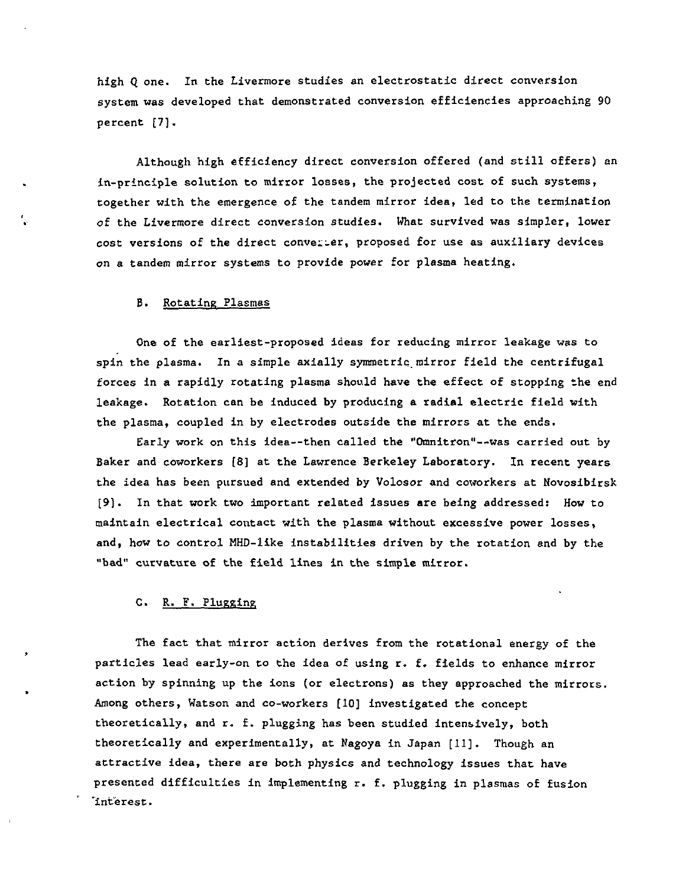high Q one. In the Livermore studies an electrostatic direct conversion system was developed that demonstrated conversion efficiencies approaching 90 percent [7].

Although high efficiency direct conversion offered (and still offers) an in-principle solution to mirror losses, the projected cost of such systems, together with the emergence of the tandem mirror idea, led to the termination of the Livermore direct conversion studies. What survived was simpler, lower cost versions of the direct converter, proposed for use as auxiliary devices on a tandem mirror systems to provide power for plasma heating.

### B. Rotating Plasmas

One of the earliest-proposed ideas for reducing mirror leakage was to spin the plasma. In a simple axially symmetric mirror field the centrifugal forces in a rapidly rotating plasma should have the effect of stopping the end leakage. Rotation can be induced by producing a radial electric field with the plasma, coupled in by electrodes outside the mirrors at the ends.

Early work on this idea--then called the "Omnitron"--was carried out by Baker and coworkers [8] at the Lawrence Berkeley Laboratory. In recent years the idea has been pursued and extended by Volosor and coworkers at Novosibirsk [9]. In that work two important related issues are being addressed: How to maintain electrical contact with the plasma without excessive power losses, and, how to control MHD-like instabilities driven by the rotation and by the "bad" curvature of the field lines in the simple mirror.

### C. R. F. Plugging

The fact that mirror action derives from the rotational energy of the particles lead early-on to the idea of using r. f. fields to enhance mirror action by spinning up the ions (or electrons) as they approached the mirrors. Among others, Watson and co-workers [10] investigated the concept theoretically, and r. f. plugging has been studied intensively, both theoretically and experimentally, at Nagoya in Japan [11]. Though an attractive idea, there are both physics and technology issues that have presented difficulties in implementing r. f. plugging in plasmas of fusion interest.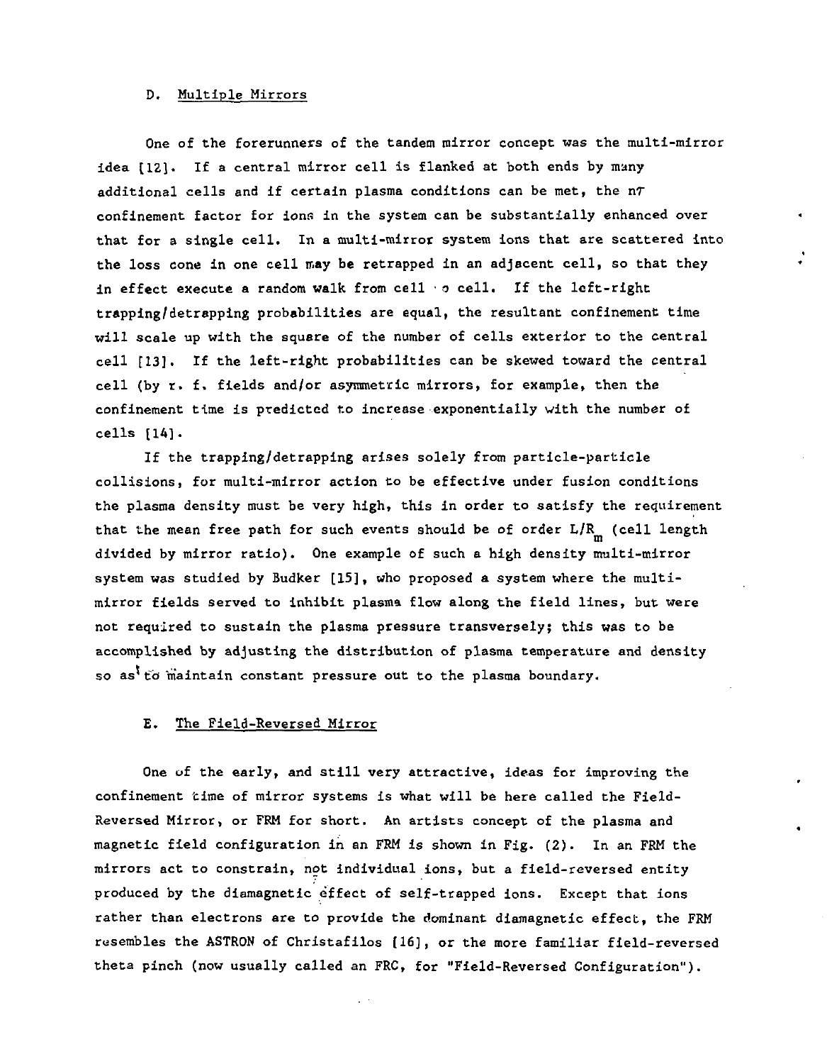### D. Multiple Mirrors

One of the forerunners of the tandem mirror concept was the multi-mirror idea [12]. If a central mirror cell is flanked at both ends by many additional cells and if certain plasma conditions can be met, the $n\tau$ confinement factor for ions in the system can be substantially enhanced over that for a single cell. In a multi-mirror system ions that are scattered into the loss cone in one cell may be retrapped in an adjacent cell, so that they in effect execute a random walk from cell to cell. If the left-right trapping/detrapping probabilities are equal, the resultant confinement time will scale up with the square of the number of cells exterior to the central cell [13]. If the left-right probabilities can be skewed toward the central cell (by r. f. fields and/or asymmetric mirrors, for example, then the confinement time is predicted to increase exponentially with the number of cells [14].

If the trapping/detrapping arises solely from particle-particle collisions, for multi-mirror action to be effective under fusion conditions the plasma density must be very high, this in order to satisfy the requirement that the mean free path for such events should be of order $L/R_m$ (cell length divided by mirror ratio). One example of such a high density multi-mirror system was studied by Budker [15], who proposed a system where the multi-mirror fields served to inhibit plasma flow along the field lines, but were not required to sustain the plasma pressure transversely; this was to be accomplished by adjusting the distribution of plasma temperature and density so as to maintain constant pressure out to the plasma boundary.

### E. The Field-Reversed Mirror

One of the early, and still very attractive, ideas for improving the confinement time of mirror systems is what will be here called the Field-Reversed Mirror, or FRM for short. An artists concept of the plasma and magnetic field configuration in an FRM is shown in Fig. (2). In an FRM the mirrors act to constrain, not individual ions, but a field-reversed entity produced by the diamagnetic effect of self-trapped ions. Except that ions rather than electrons are to provide the dominant diamagnetic effect, the FRM resembles the ASTRON of Christafilos [16], or the more familiar field-reversed theta pinch (now usually called an FRC, for "Field-Reversed Configuration").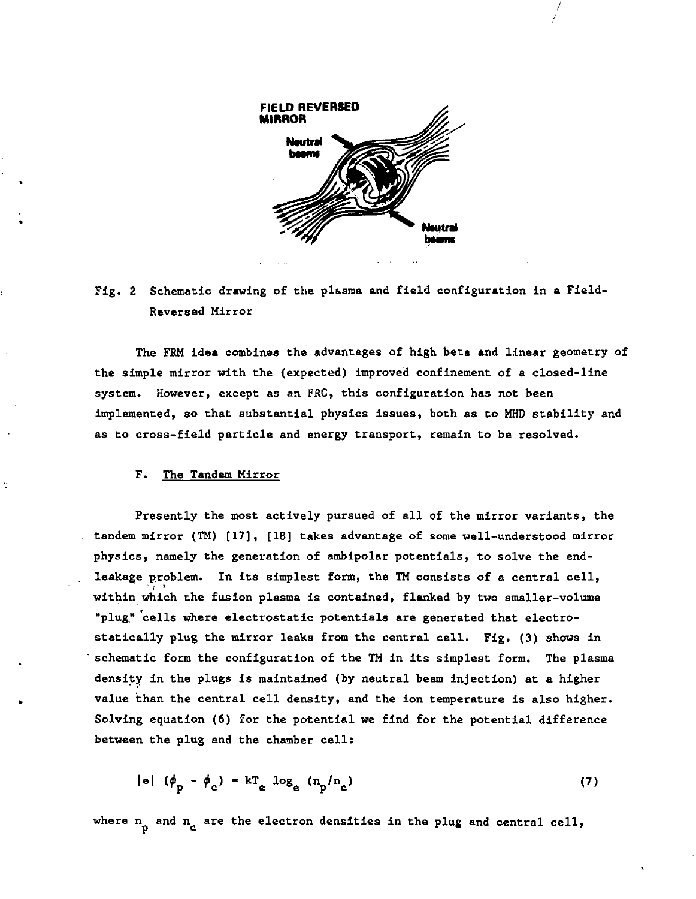Fig. 2 Schematic drawing of the plasma and field configuration in a Field-Reversed Mirror

The FRM idea combines the advantages of high beta and linear geometry of the simple mirror with the (expected) improved confinement of a closed-line system. However, except as an FRC, this configuration has not been implemented, so that substantial physics issues, both as to MHD stability and as to cross-field particle and energy transport, remain to be resolved.

F. The Tandem Mirror

Presently the most actively pursued of all of the mirror variants, the tandem mirror (TM) [17], [18] takes advantage of some well-understood mirror physics, namely the generation of ambipolar potentials, to solve the end-leakage problem. In its simplest form, the TM consists of a central cell, within which the fusion plasma is contained, flanked by two smaller-volume "plug" cells where electrostatic potentials are generated that electrostatically plug the mirror leaks from the central cell. Fig. (3) shows in schematic form the configuration of the TM in its simplest form. The plasma density in the plugs is maintained (by neutral beam injection) at a higher value than the central cell density, and the ion temperature is also higher. Solving equation (6) for the potential we find for the potential difference between the plug and the chamber cell:

$$|e| \, (\phi_p - \phi_c) = kT_e \log_e (n_p/n_c) \qquad (7)$$

where $n_p$ and $n_c$ are the electron densities in the plug and central cell,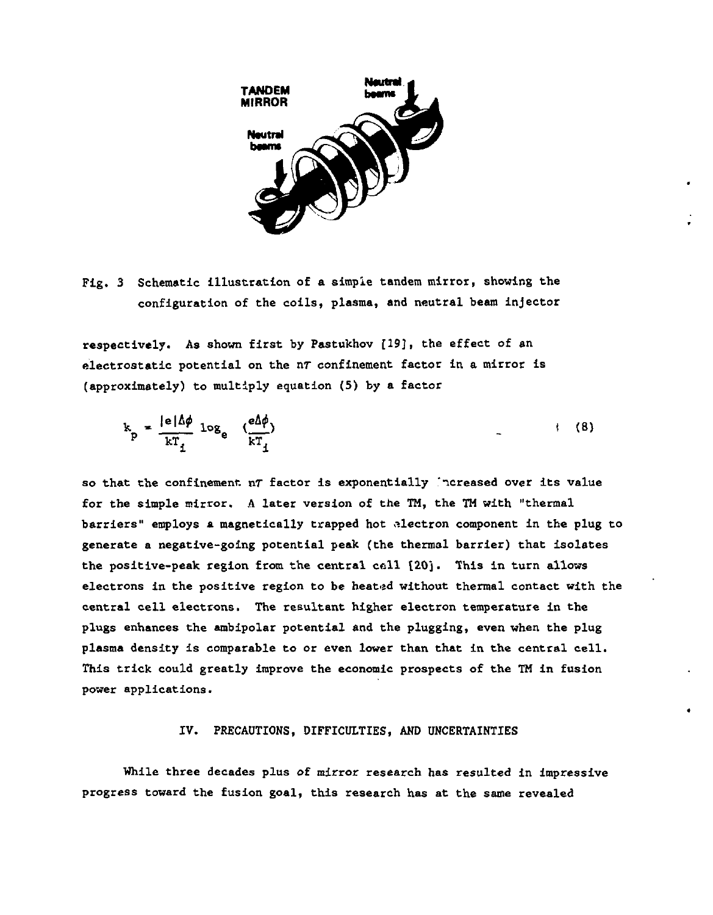Fig. 3 Schematic illustration of a simple tandem mirror, showing the configuration of the coils, plasma, and neutral beam injector

respectively. As shown first by Pastukhov [19], the effect of an electrostatic potential on the $n\tau$ confinement factor in a mirror is (approximately) to multiply equation (5) by a factor

$$k_p = \frac{|e|\Delta\phi}{kT_i} \log_e \left(\frac{e\Delta\phi}{kT_i}\right) \tag{8}$$

so that the confinement $n\tau$ factor is exponentially increased over its value for the simple mirror. A later version of the TM, the TM with "thermal barriers" employs a magnetically trapped hot electron component in the plug to generate a negative-going potential peak (the thermal barrier) that isolates the positive-peak region from the central cell [20]. This in turn allows electrons in the positive region to be heated without thermal contact with the central cell electrons. The resultant higher electron temperature in the plugs enhances the ambipolar potential and the plugging, even when the plug plasma density is comparable to or even lower than that in the central cell. This trick could greatly improve the economic prospects of the TM in fusion power applications.

## IV. PRECAUTIONS, DIFFICULTIES, AND UNCERTAINTIES

While three decades plus of mirror research has resulted in impressive progress toward the fusion goal, this research has at the same revealed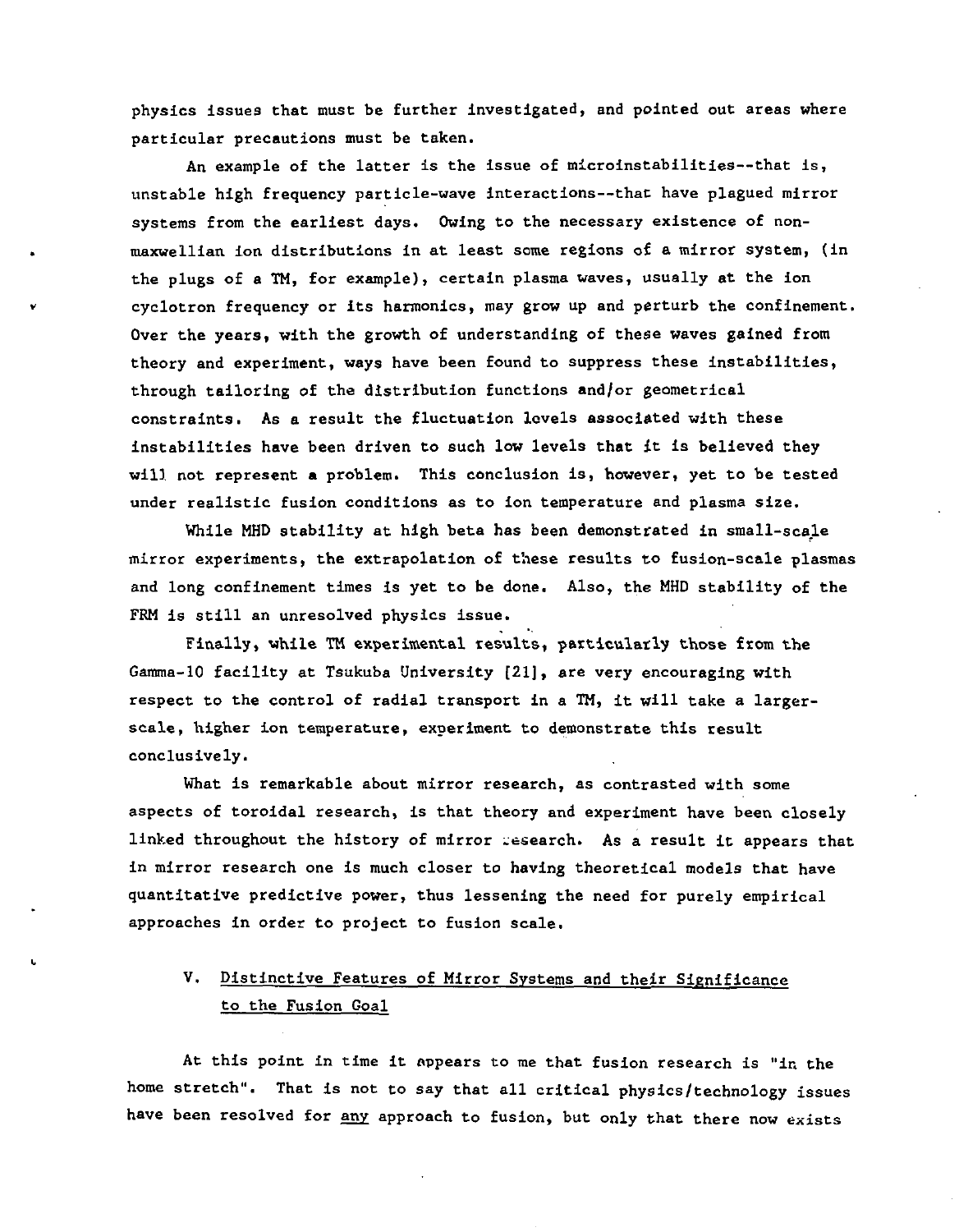physics issues that must be further investigated, and pointed out areas where particular precautions must be taken.

An example of the latter is the issue of microinstabilities--that is, unstable high frequency particle-wave interactions--that have plagued mirror systems from the earliest days. Owing to the necessary existence of non-maxwellian ion distributions in at least some regions of a mirror system, (in the plugs of a TM, for example), certain plasma waves, usually at the ion cyclotron frequency or its harmonics, may grow up and perturb the confinement. Over the years, with the growth of understanding of these waves gained from theory and experiment, ways have been found to suppress these instabilities, through tailoring of the distribution functions and/or geometrical constraints. As a result the fluctuation levels associated with these instabilities have been driven to such low levels that it is believed they will not represent a problem. This conclusion is, however, yet to be tested under realistic fusion conditions as to ion temperature and plasma size.

While MHD stability at high beta has been demonstrated in small-scale mirror experiments, the extrapolation of these results to fusion-scale plasmas and long confinement times is yet to be done. Also, the MHD stability of the FRM is still an unresolved physics issue.

Finally, while TM experimental results, particularly those from the Gamma-10 facility at Tsukuba University [21], are very encouraging with respect to the control of radial transport in a TM, it will take a larger-scale, higher ion temperature, experiment to demonstrate this result conclusively.

What is remarkable about mirror research, as contrasted with some aspects of toroidal research, is that theory and experiment have been closely linked throughout the history of mirror research. As a result it appears that in mirror research one is much closer to having theoretical models that have quantitative predictive power, thus lessening the need for purely empirical approaches in order to project to fusion scale.

## V. Distinctive Features of Mirror Systems and their Significance to the Fusion Goal

At this point in time it appears to me that fusion research is "in the home stretch". That is not to say that all critical physics/technology issues have been resolved for <u>any</u> approach to fusion, but only that there now exists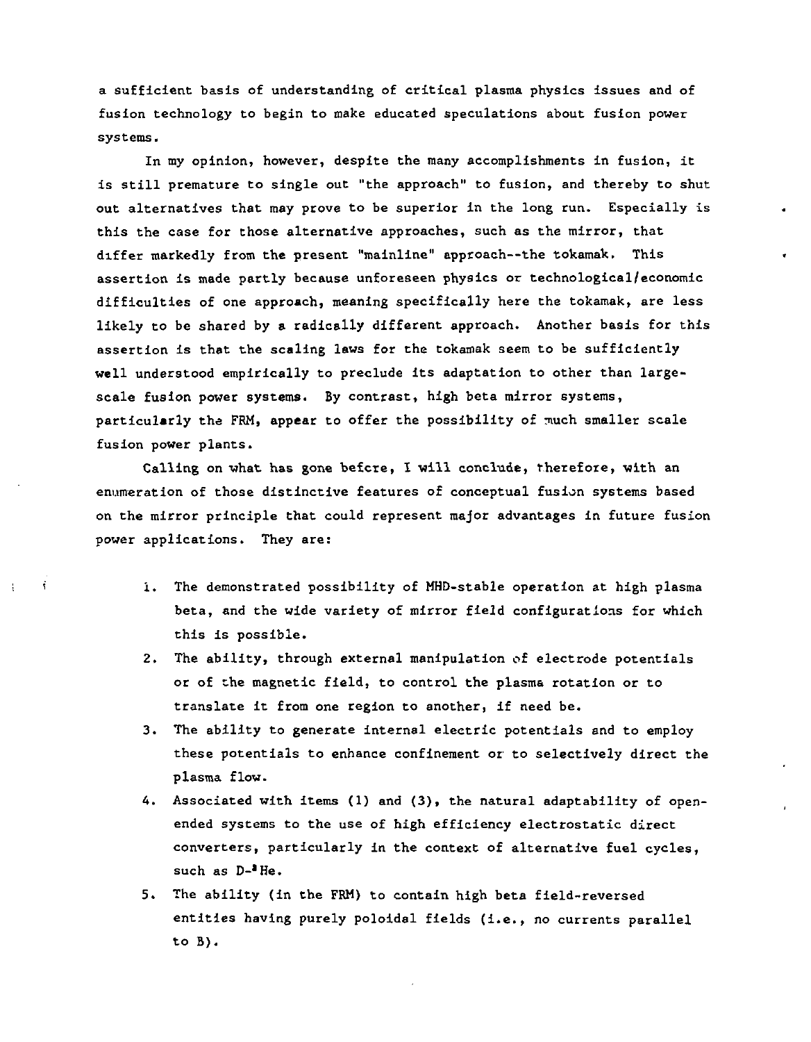a sufficient basis of understanding of critical plasma physics issues and of fusion technology to begin to make educated speculations about fusion power systems.

In my opinion, however, despite the many accomplishments in fusion, it is still premature to single out "the approach" to fusion, and thereby to shut out alternatives that may prove to be superior in the long run. Especially is this the case for those alternative approaches, such as the mirror, that differ markedly from the present "mainline" approach--the tokamak. This assertion is made partly because unforeseen physics or technological/economic difficulties of one approach, meaning specifically here the tokamak, are less likely to be shared by a radically different approach. Another basis for this assertion is that the scaling laws for the tokamak seem to be sufficiently well understood empirically to preclude its adaptation to other than large-scale fusion power systems. By contrast, high beta mirror systems, particularly the FRM, appear to offer the possibility of much smaller scale fusion power plants.

Calling on what has gone before, I will conclude, therefore, with an enumeration of those distinctive features of conceptual fusion systems based on the mirror principle that could represent major advantages in future fusion power applications. They are:

1. The demonstrated possibility of MHD-stable operation at high plasma beta, and the wide variety of mirror field configurations for which this is possible.
2. The ability, through external manipulation of electrode potentials or of the magnetic field, to control the plasma rotation or to translate it from one region to another, if need be.
3. The ability to generate internal electric potentials and to employ these potentials to enhance confinement or to selectively direct the plasma flow.
4. Associated with items (1) and (3), the natural adaptability of open-ended systems to the use of high efficiency electrostatic direct converters, particularly in the context of alternative fuel cycles, such as D-$^3$He.
5. The ability (in the FRM) to contain high beta field-reversed entities having purely poloidal fields (i.e., no currents parallel to B).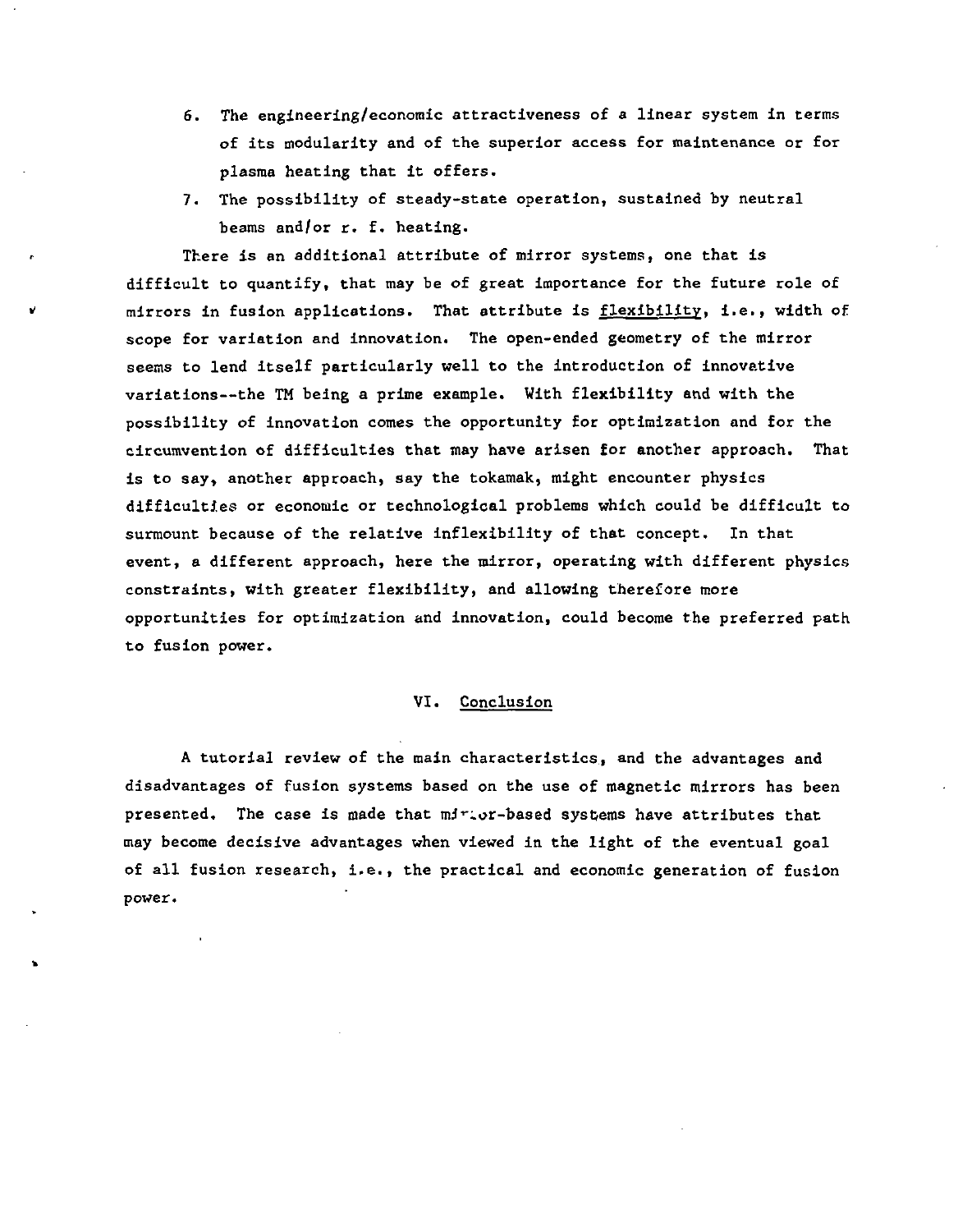6. The engineering/economic attractiveness of a linear system in terms of its modularity and of the superior access for maintenance or for plasma heating that it offers.
7. The possibility of steady-state operation, sustained by neutral beams and/or r. f. heating.

There is an additional attribute of mirror systems, one that is difficult to quantify, that may be of great importance for the future role of mirrors in fusion applications. That attribute is flexibility, i.e., width of scope for variation and innovation. The open-ended geometry of the mirror seems to lend itself particularly well to the introduction of innovative variations--the TM being a prime example. With flexibility and with the possibility of innovation comes the opportunity for optimization and for the circumvention of difficulties that may have arisen for another approach. That is to say, another approach, say the tokamak, might encounter physics difficulties or economic or technological problems which could be difficult to surmount because of the relative inflexibility of that concept. In that event, a different approach, here the mirror, operating with different physics constraints, with greater flexibility, and allowing therefore more opportunities for optimization and innovation, could become the preferred path to fusion power.

## VI. Conclusion

A tutorial review of the main characteristics, and the advantages and disadvantages of fusion systems based on the use of magnetic mirrors has been presented. The case is made that mirror-based systems have attributes that may become decisive advantages when viewed in the light of the eventual goal of all fusion research, i.e., the practical and economic generation of fusion power.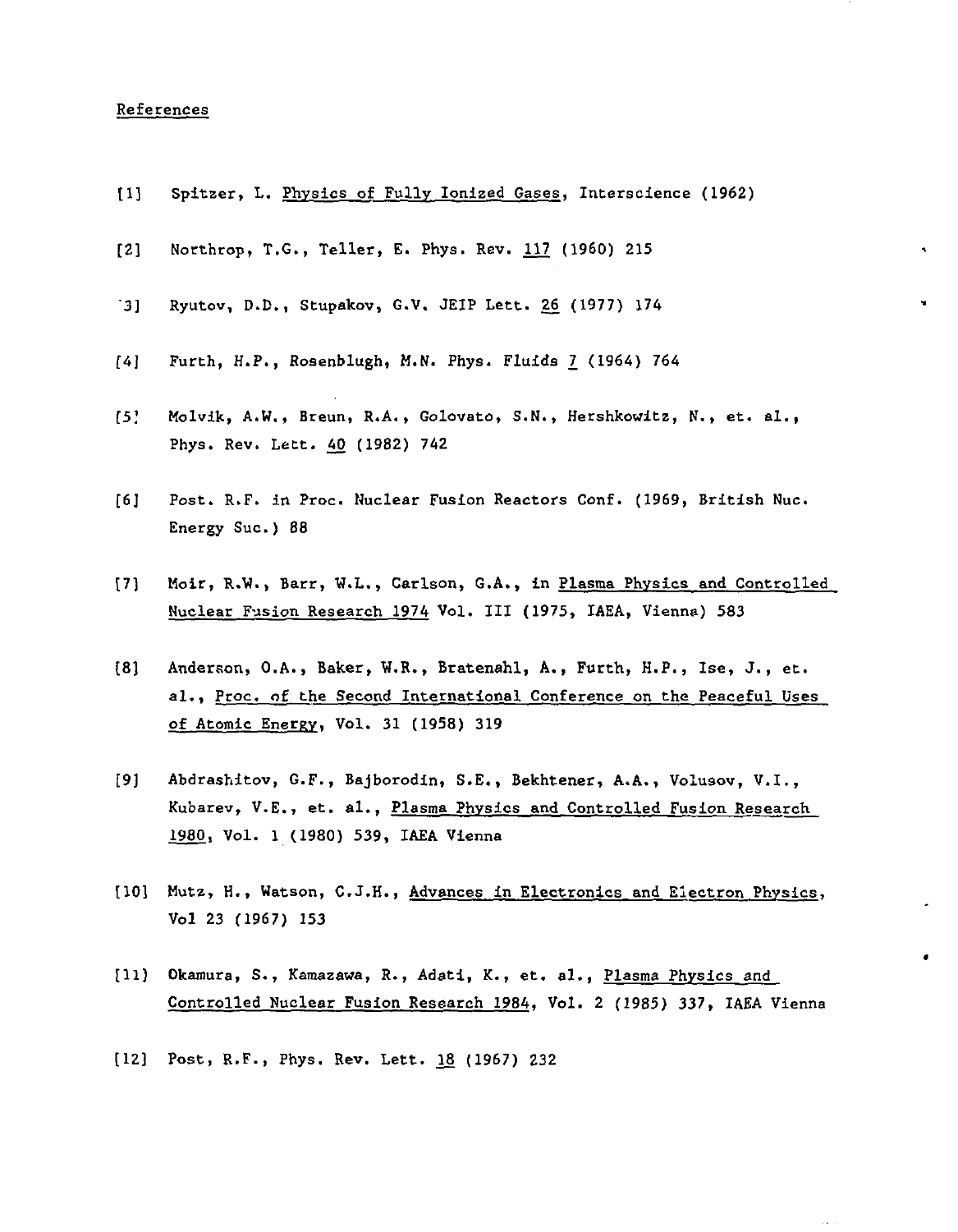## References

[1] Spitzer, L. Physics of Fully Ionized Gases, Interscience (1962)

[2] Northrop, T.G., Teller, E. Phys. Rev. 117 (1960) 215

[3] Ryutov, D.D., Stupakov, G.V. JETP Lett. 26 (1977) 174

[4] Furth, H.P., Rosenblugh, M.N. Phys. Fluids 7 (1964) 764

[5] Molvik, A.W., Breun, R.A., Golovato, S.N., Hershkowitz, N., et. al., Phys. Rev. Lett. 40 (1982) 742

[6] Post. R.F. in Proc. Nuclear Fusion Reactors Conf. (1969, British Nuc. Energy Suc.) 88

[7] Moir, R.W., Barr, W.L., Carlson, G.A., in Plasma Physics and Controlled Nuclear Fusion Research 1974 Vol. III (1975, IAEA, Vienna) 583

[8] Anderson, O.A., Baker, W.R., Bratenahl, A., Furth, H.P., Ise, J., et. al., Proc. of the Second International Conference on the Peaceful Uses of Atomic Energy, Vol. 31 (1958) 319

[9] Abdrashitov, G.F., Bajborodin, S.E., Bekhtener, A.A., Volusov, V.I., Kubarev, V.E., et. al., Plasma Physics and Controlled Fusion Research 1980, Vol. 1 (1980) 539, IAEA Vienna

[10] Mutz, H., Watson, C.J.H., Advances in Electronics and Electron Physics, Vol 23 (1967) 153

[11] Okamura, S., Kamazawa, R., Adati, K., et. al., Plasma Physics and Controlled Nuclear Fusion Research 1984, Vol. 2 (1985) 337, IAEA Vienna

[12] Post, R.F., Phys. Rev. Lett. 18 (1967) 232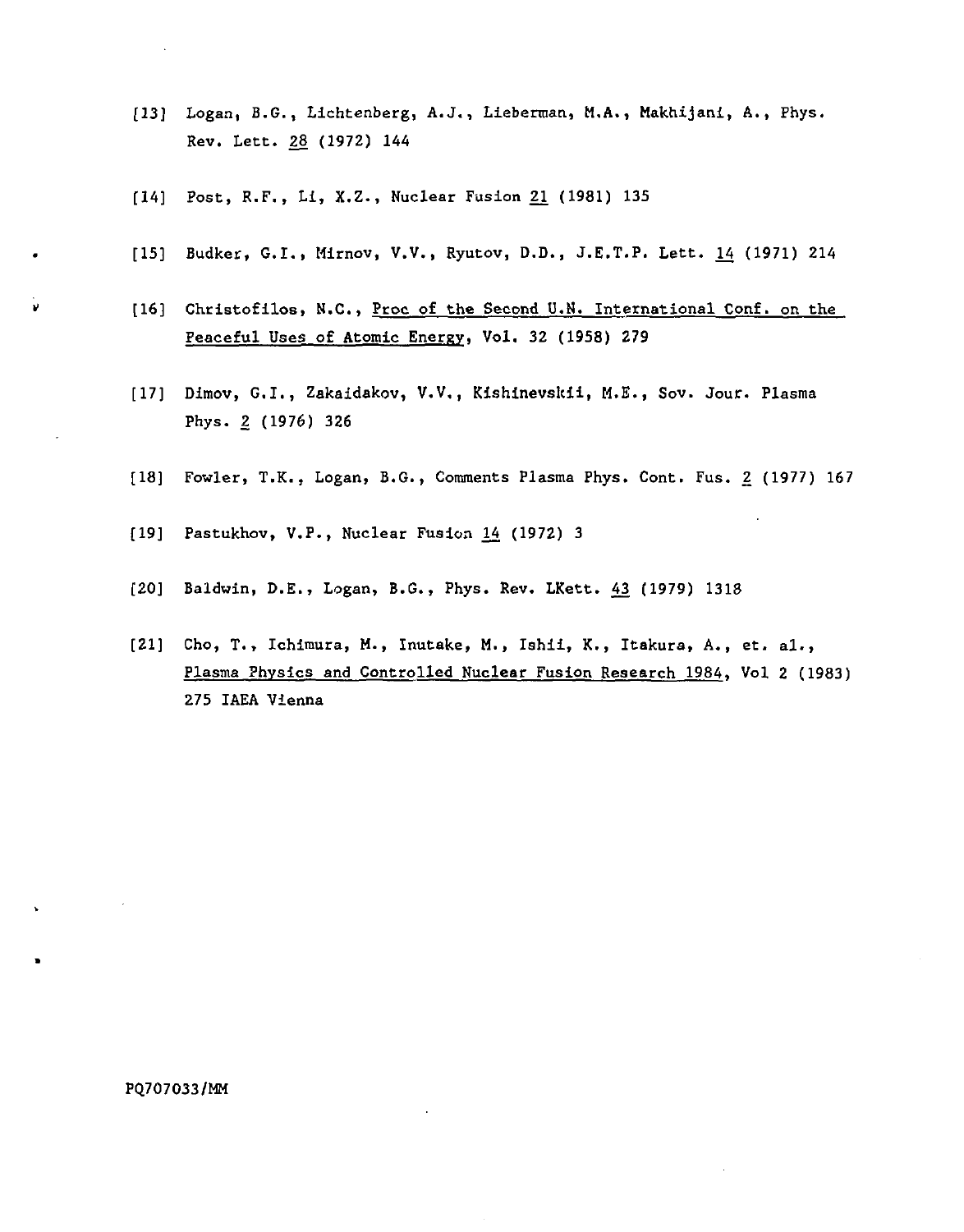[13] Logan, B.G., Lichtenberg, A.J., Lieberman, M.A., Makhijani, A., Phys. Rev. Lett. 28 (1972) 144

[14] Post, R.F., Li, X.Z., Nuclear Fusion 21 (1981) 135

[15] Budker, G.I., Mirnov, V.V., Ryutov, D.D., J.E.T.P. Lett. 14 (1971) 214

[16] Christofilos, N.C., Proc of the Second U.N. International Conf. on the Peaceful Uses of Atomic Energy, Vol. 32 (1958) 279

[17] Dimov, G.I., Zakaidakov, V.V., Kishinevskii, M.E., Sov. Jour. Plasma Phys. 2 (1976) 326

[18] Fowler, T.K., Logan, B.G., Comments Plasma Phys. Cont. Fus. 2 (1977) 167

[19] Pastukhov, V.P., Nuclear Fusion 14 (1972) 3

[20] Baldwin, D.E., Logan, B.G., Phys. Rev. LKett. 43 (1979) 1318

[21] Cho, T., Ichimura, M., Inutake, M., Ishii, K., Itakura, A., et. al., Plasma Physics and Controlled Nuclear Fusion Research 1984, Vol 2 (1983) 275 IAEA Vienna

PQ707033/MM